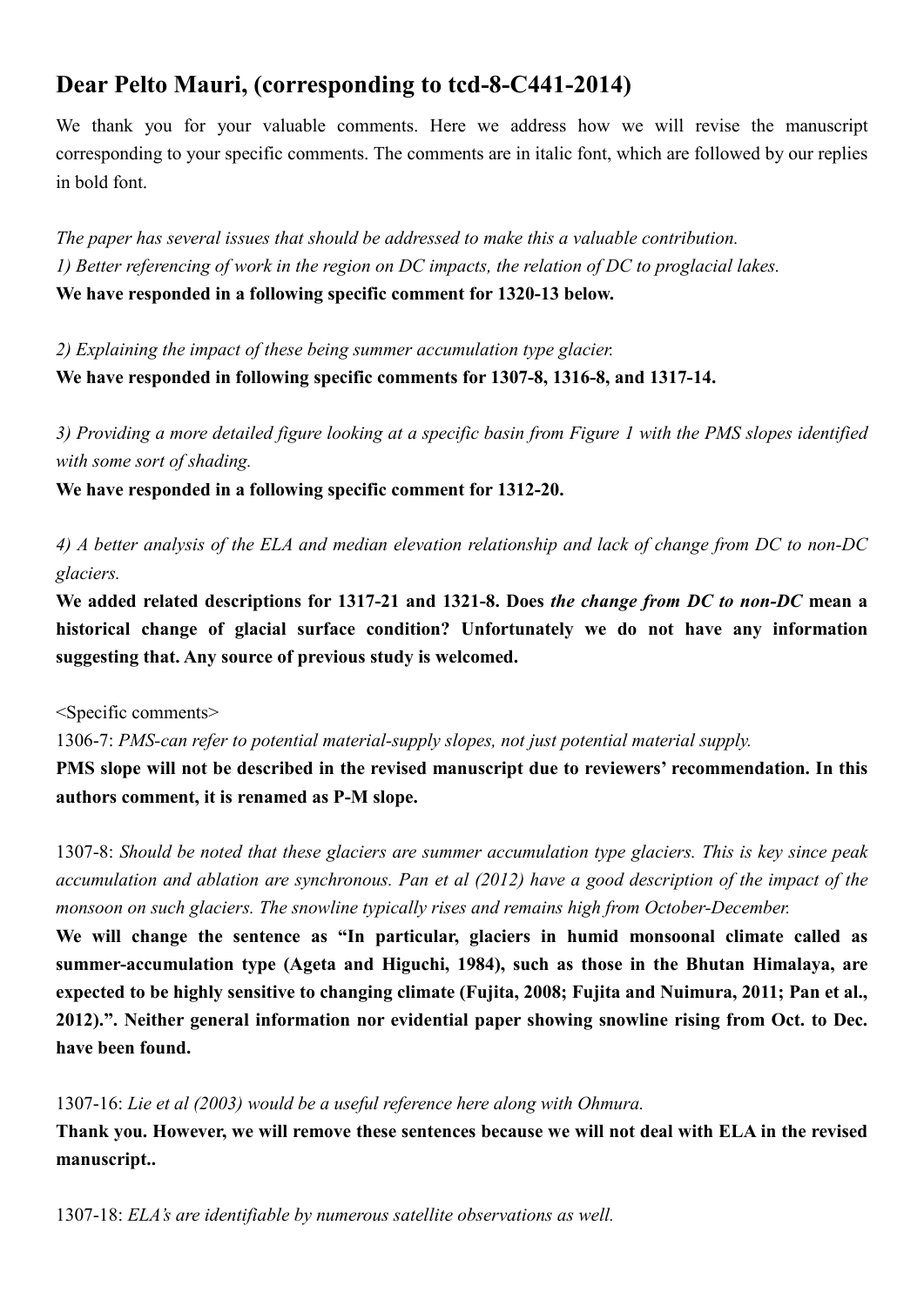## Dear Pelto Mauri, (corresponding to tcd-8-C441-2014)

We thank you for your valuable comments. Here we address how we will revise the manuscript corresponding to your specific comments. The comments are in italic font, which are followed by our replies in bold font.

*The paper has several issues that should be addressed to make this a valuable contribution.*
*1) Better referencing of work in the region on DC impacts, the relation of DC to proglacial lakes.*
**We have responded in a following specific comment for 1320-13 below.**

*2) Explaining the impact of these being summer accumulation type glacier.*
**We have responded in following specific comments for 1307-8, 1316-8, and 1317-14.**

*3) Providing a more detailed figure looking at a specific basin from Figure 1 with the PMS slopes identified with some sort of shading.*
**We have responded in a following specific comment for 1312-20.**

*4) A better analysis of the ELA and median elevation relationship and lack of change from DC to non-DC glaciers.*
**We added related descriptions for 1317-21 and 1321-8. Does *the change from DC to non-DC* mean a historical change of glacial surface condition? Unfortunately we do not have any information suggesting that. Any source of previous study is welcomed.**

<Specific comments>

1306-7: *PMS-can refer to potential material-supply slopes, not just potential material supply.*
**PMS slope will not be described in the revised manuscript due to reviewers' recommendation. In this authors comment, it is renamed as P-M slope.**

1307-8: *Should be noted that these glaciers are summer accumulation type glaciers. This is key since peak accumulation and ablation are synchronous. Pan et al (2012) have a good description of the impact of the monsoon on such glaciers. The snowline typically rises and remains high from October-December.*
**We will change the sentence as "In particular, glaciers in humid monsoonal climate called as summer-accumulation type (Ageta and Higuchi, 1984), such as those in the Bhutan Himalaya, are expected to be highly sensitive to changing climate (Fujita, 2008; Fujita and Nuimura, 2011; Pan et al., 2012).". Neither general information nor evidential paper showing snowline rising from Oct. to Dec. have been found.**

1307-16: *Lie et al (2003) would be a useful reference here along with Ohmura.*
**Thank you. However, we will remove these sentences because we will not deal with ELA in the revised manuscript..**

1307-18: *ELA's are identifiable by numerous satellite observations as well.*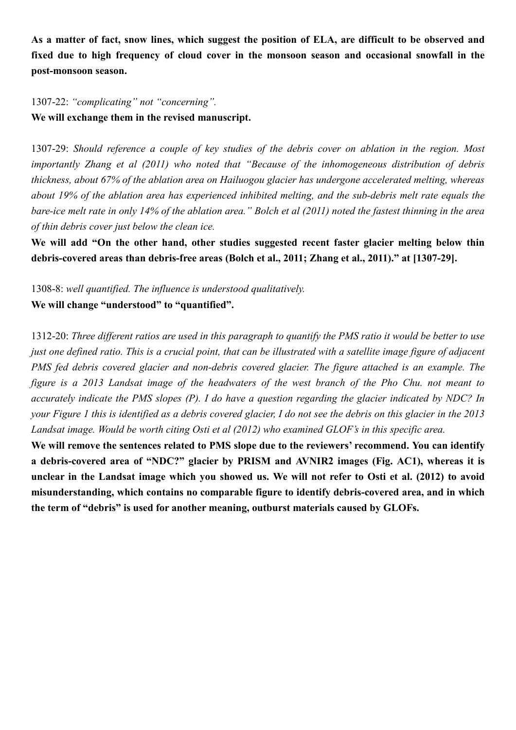**As a matter of fact, snow lines, which suggest the position of ELA, are difficult to be observed and fixed due to high frequency of cloud cover in the monsoon season and occasional snowfall in the post-monsoon season.**

1307-22: *"complicating" not "concerning".*

**We will exchange them in the revised manuscript.**

1307-29: *Should reference a couple of key studies of the debris cover on ablation in the region. Most importantly Zhang et al (2011) who noted that "Because of the inhomogeneous distribution of debris thickness, about 67% of the ablation area on Hailuogou glacier has undergone accelerated melting, whereas about 19% of the ablation area has experienced inhibited melting, and the sub-debris melt rate equals the bare-ice melt rate in only 14% of the ablation area." Bolch et al (2011) noted the fastest thinning in the area of thin debris cover just below the clean ice.*

**We will add "On the other hand, other studies suggested recent faster glacier melting below thin debris-covered areas than debris-free areas (Bolch et al., 2011; Zhang et al., 2011)." at [1307-29].**

1308-8: *well quantified. The influence is understood qualitatively.*

**We will change "understood" to "quantified".**

1312-20: *Three different ratios are used in this paragraph to quantify the PMS ratio it would be better to use just one defined ratio. This is a crucial point, that can be illustrated with a satellite image figure of adjacent PMS fed debris covered glacier and non-debris covered glacier. The figure attached is an example. The figure is a 2013 Landsat image of the headwaters of the west branch of the Pho Chu. not meant to accurately indicate the PMS slopes (P). I do have a question regarding the glacier indicated by NDC? In your Figure 1 this is identified as a debris covered glacier, I do not see the debris on this glacier in the 2013 Landsat image. Would be worth citing Osti et al (2012) who examined GLOF's in this specific area.*

**We will remove the sentences related to PMS slope due to the reviewers' recommend. You can identify a debris-covered area of "NDC?" glacier by PRISM and AVNIR2 images (Fig. AC1), whereas it is unclear in the Landsat image which you showed us. We will not refer to Osti et al. (2012) to avoid misunderstanding, which contains no comparable figure to identify debris-covered area, and in which the term of "debris" is used for another meaning, outburst materials caused by GLOFs.**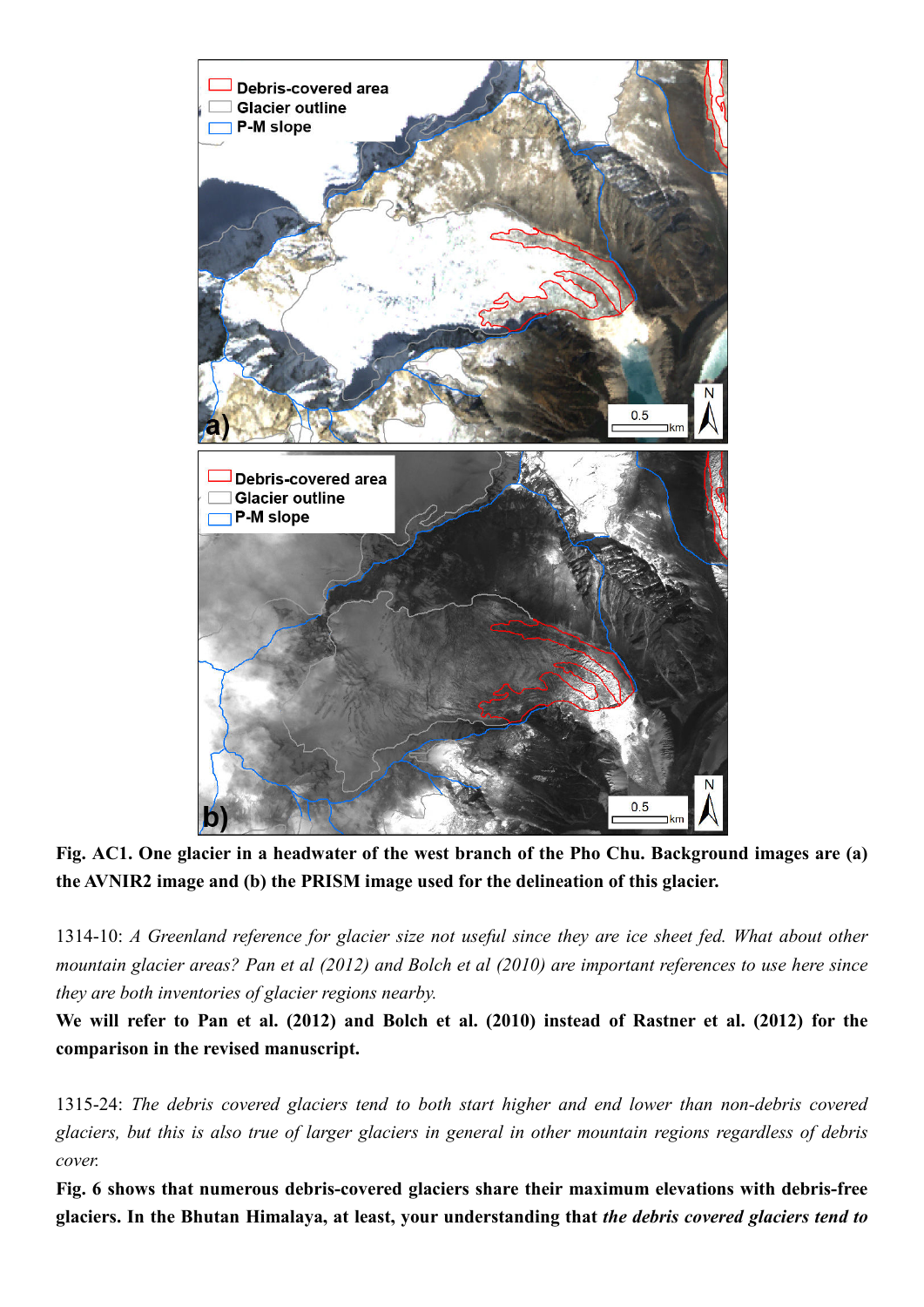**Fig. AC1. One glacier in a headwater of the west branch of the Pho Chu. Background images are (a) the AVNIR2 image and (b) the PRISM image used for the delineation of this glacier.**

1314-10: *A Greenland reference for glacier size not useful since they are ice sheet fed. What about other mountain glacier areas? Pan et al (2012) and Bolch et al (2010) are important references to use here since they are both inventories of glacier regions nearby.*

**We will refer to Pan et al. (2012) and Bolch et al. (2010) instead of Rastner et al. (2012) for the comparison in the revised manuscript.**

1315-24: *The debris covered glaciers tend to both start higher and end lower than non-debris covered glaciers, but this is also true of larger glaciers in general in other mountain regions regardless of debris cover.*

**Fig. 6 shows that numerous debris-covered glaciers share their maximum elevations with debris-free glaciers. In the Bhutan Himalaya, at least, your understanding that *the debris covered glaciers tend to***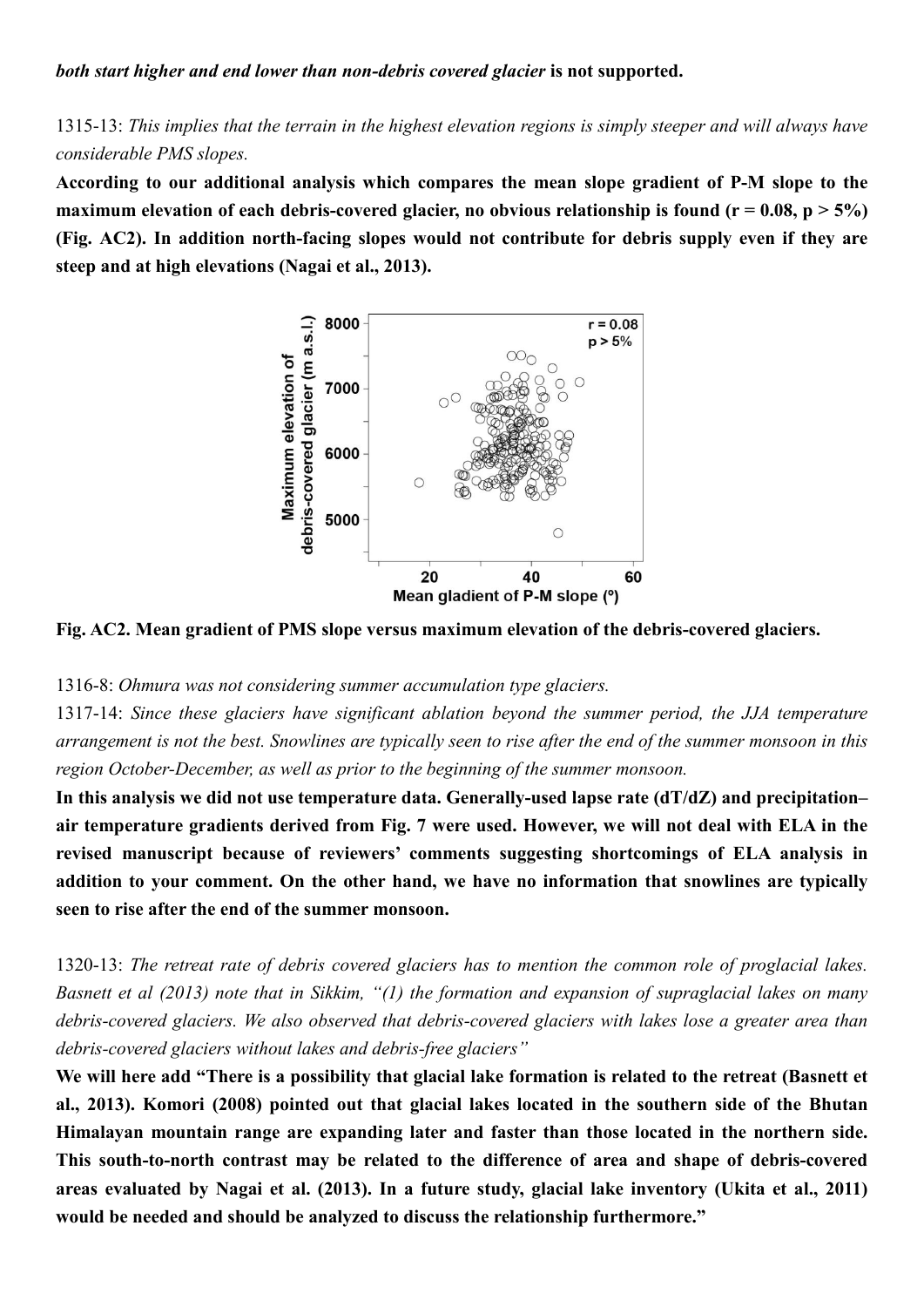***both start higher and end lower than non-debris covered glacier*** **is not supported.**

1315-13: *This implies that the terrain in the highest elevation regions is simply steeper and will always have considerable PMS slopes.*

**According to our additional analysis which compares the mean slope gradient of P-M slope to the maximum elevation of each debris-covered glacier, no obvious relationship is found ($r = 0.08$, $p > 5\%$) (Fig. AC2). In addition north-facing slopes would not contribute for debris supply even if they are steep and at high elevations (Nagai et al., 2013).**

**Fig. AC2. Mean gradient of PMS slope versus maximum elevation of the debris-covered glaciers.**

1316-8: *Ohmura was not considering summer accumulation type glaciers.*

1317-14: *Since these glaciers have significant ablation beyond the summer period, the JJA temperature arrangement is not the best. Snowlines are typically seen to rise after the end of the summer monsoon in this region October-December, as well as prior to the beginning of the summer monsoon.*

**In this analysis we did not use temperature data. Generally-used lapse rate (dT/dZ) and precipitation–air temperature gradients derived from Fig. 7 were used. However, we will not deal with ELA in the revised manuscript because of reviewers' comments suggesting shortcomings of ELA analysis in addition to your comment. On the other hand, we have no information that snowlines are typically seen to rise after the end of the summer monsoon.**

1320-13: *The retreat rate of debris covered glaciers has to mention the common role of proglacial lakes. Basnett et al (2013) note that in Sikkim, "(1) the formation and expansion of supraglacial lakes on many debris-covered glaciers. We also observed that debris-covered glaciers with lakes lose a greater area than debris-covered glaciers without lakes and debris-free glaciers"*

**We will here add "There is a possibility that glacial lake formation is related to the retreat (Basnett et al., 2013). Komori (2008) pointed out that glacial lakes located in the southern side of the Bhutan Himalayan mountain range are expanding later and faster than those located in the northern side. This south-to-north contrast may be related to the difference of area and shape of debris-covered areas evaluated by Nagai et al. (2013). In a future study, glacial lake inventory (Ukita et al., 2011) would be needed and should be analyzed to discuss the relationship furthermore."**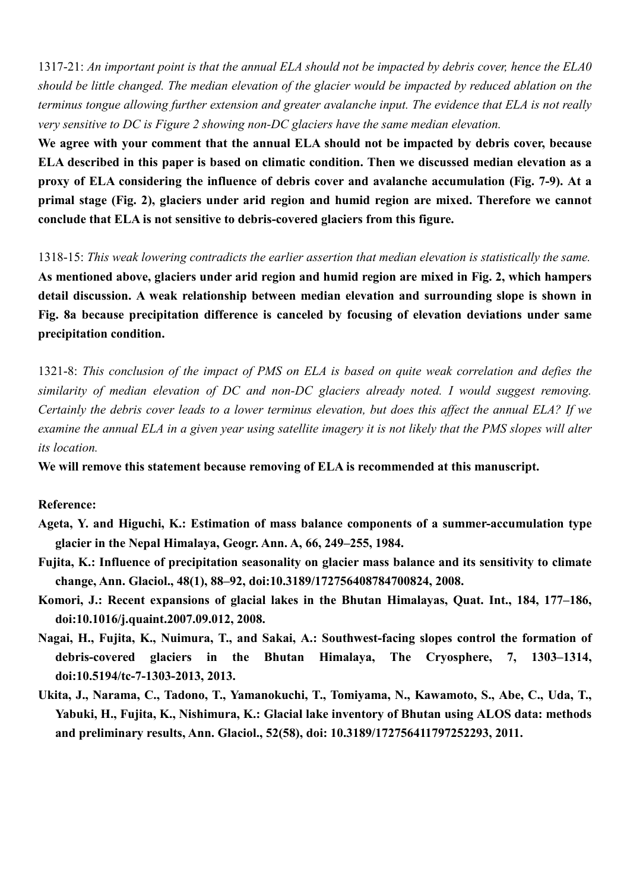1317-21: *An important point is that the annual ELA should not be impacted by debris cover, hence the ELA0 should be little changed. The median elevation of the glacier would be impacted by reduced ablation on the terminus tongue allowing further extension and greater avalanche input. The evidence that ELA is not really very sensitive to DC is Figure 2 showing non-DC glaciers have the same median elevation.*

**We agree with your comment that the annual ELA should not be impacted by debris cover, because ELA described in this paper is based on climatic condition. Then we discussed median elevation as a proxy of ELA considering the influence of debris cover and avalanche accumulation (Fig. 7-9). At a primal stage (Fig. 2), glaciers under arid region and humid region are mixed. Therefore we cannot conclude that ELA is not sensitive to debris-covered glaciers from this figure.**

1318-15: *This weak lowering contradicts the earlier assertion that median elevation is statistically the same.*

**As mentioned above, glaciers under arid region and humid region are mixed in Fig. 2, which hampers detail discussion. A weak relationship between median elevation and surrounding slope is shown in Fig. 8a because precipitation difference is canceled by focusing of elevation deviations under same precipitation condition.**

1321-8: *This conclusion of the impact of PMS on ELA is based on quite weak correlation and defies the similarity of median elevation of DC and non-DC glaciers already noted. I would suggest removing. Certainly the debris cover leads to a lower terminus elevation, but does this affect the annual ELA? If we examine the annual ELA in a given year using satellite imagery it is not likely that the PMS slopes will alter its location.*

**We will remove this statement because removing of ELA is recommended at this manuscript.**

**Reference:**

**Ageta, Y. and Higuchi, K.: Estimation of mass balance components of a summer-accumulation type glacier in the Nepal Himalaya, Geogr. Ann. A, 66, 249–255, 1984.**

**Fujita, K.: Influence of precipitation seasonality on glacier mass balance and its sensitivity to climate change, Ann. Glaciol., 48(1), 88–92, doi:10.3189/172756408784700824, 2008.**

**Komori, J.: Recent expansions of glacial lakes in the Bhutan Himalayas, Quat. Int., 184, 177–186, doi:10.1016/j.quaint.2007.09.012, 2008.**

**Nagai, H., Fujita, K., Nuimura, T., and Sakai, A.: Southwest-facing slopes control the formation of debris-covered glaciers in the Bhutan Himalaya, The Cryosphere, 7, 1303–1314, doi:10.5194/tc-7-1303-2013, 2013.**

**Ukita, J., Narama, C., Tadono, T., Yamanokuchi, T., Tomiyama, N., Kawamoto, S., Abe, C., Uda, T., Yabuki, H., Fujita, K., Nishimura, K.: Glacial lake inventory of Bhutan using ALOS data: methods and preliminary results, Ann. Glaciol., 52(58), doi: 10.3189/172756411797252293, 2011.**